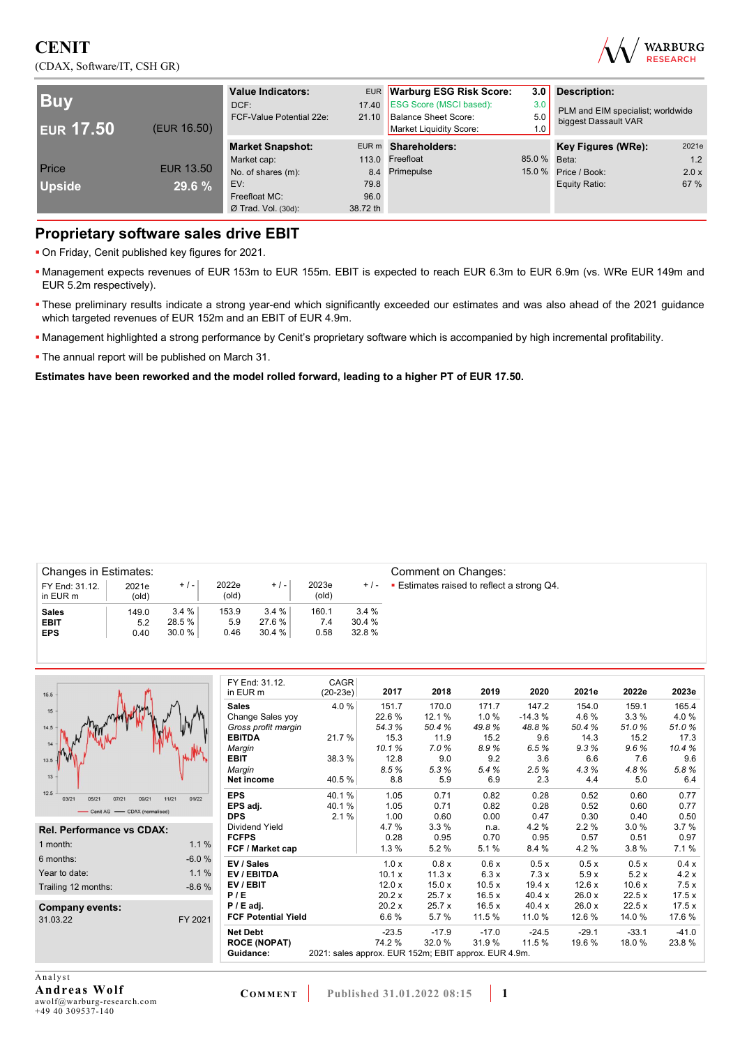# CENIT

(CDAX, Software/IT, CSH GR)

WARBURG RESEARCH

| | |
|---|---|
| **Buy** | |
| **EUR 17.50** | (EUR 16.50) |
| Price | EUR 13.50 |
| **Upside** | **29.6 %** |

| **Value Indicators:** | EUR |
|---|---|
| DCF: | 17.40 |
| FCF-Value Potential 22e: | 21.10 |

| **Warburg ESG Risk Score:** | **3.0** |
|---|---|
| ESG Score (MSCI based): | 3.0 |
| Balance Sheet Score: | 5.0 |
| Market Liquidity Score: | 1.0 |

**Description:**

PLM and EIM specialist; worldwide biggest Dassault VAR

| **Market Snapshot:** | EUR m |
|---|---|
| Market cap: | 113.0 |
| No. of shares (m): | 8.4 |
| EV: | 79.8 |
| Freefloat MC: | 96.0 |
| Ø Trad. Vol. (30d): | 38.72 th |

| **Shareholders:** | |
|---|---|
| Freefloat | 85.0 % |
| Primepulse | 15.0 % |

| **Key Figures (WRe):** | 2021e |
|---|---|
| Beta: | 1.2 |
| Price / Book: | 2.0 x |
| Equity Ratio: | 67 % |

## Proprietary software sales drive EBIT

- On Friday, Cenit published key figures for 2021.
- Management expects revenues of EUR 153m to EUR 155m. EBIT is expected to reach EUR 6.3m to EUR 6.9m (vs. WRe EUR 149m and EUR 5.2m respectively).
- These preliminary results indicate a strong year-end which significantly exceeded our estimates and was also ahead of the 2021 guidance which targeted revenues of EUR 152m and an EBIT of EUR 4.9m.
- Management highlighted a strong performance by Cenit's proprietary software which is accompanied by high incremental profitability.
- The annual report will be published on March 31.

**Estimates have been reworked and the model rolled forward, leading to a higher PT of EUR 17.50.**

Changes in Estimates:

| FY End: 31.12. in EUR m | 2021e (old) | + / - | 2022e (old) | + / - | 2023e (old) | + / - |
|---|---|---|---|---|---|---|
| **Sales** | 149.0 | 3.4 % | 153.9 | 3.4 % | 160.1 | 3.4 % |
| **EBIT** | 5.2 | 28.5 % | 5.9 | 27.6 % | 7.4 | 30.4 % |
| **EPS** | 0.40 | 30.0 % | 0.46 | 30.4 % | 0.58 | 32.8 % |

Comment on Changes:

- Estimates raised to reflect a strong Q4.

15.5
15
14.5
14
13.5
13
12.5
03/21 05/21 07/21 09/21 11/21 01/22
Cenit AG — CDAX (normalised)

| **Rel. Performance vs CDAX:** | |
|---|---|
| 1 month: | 1.1 % |
| 6 months: | -6.0 % |
| Year to date: | 1.1 % |
| Trailing 12 months: | -8.6 % |

| **Company events:** | |
|---|---|
| 31.03.22 | FY 2021 |

| FY End: 31.12. in EUR m | CAGR (20-23e) | 2017 | 2018 | 2019 | 2020 | 2021e | 2022e | 2023e |
|---|---|---|---|---|---|---|---|---|
| **Sales** | 4.0 % | 151.7 | 170.0 | 171.7 | 147.2 | 154.0 | 159.1 | 165.4 |
| Change Sales yoy | | 22.6 % | 12.1 % | 1.0 % | -14.3 % | 4.6 % | 3.3 % | 4.0 % |
| *Gross profit margin* | | *54.3 %* | *50.4 %* | *49.8 %* | *48.8 %* | *50.4 %* | *51.0 %* | *51.0 %* |
| **EBITDA** | 21.7 % | 15.3 | 11.9 | 15.2 | 9.6 | 14.3 | 15.2 | 17.3 |
| *Margin* | | *10.1 %* | *7.0 %* | *8.9 %* | *6.5 %* | *9.3 %* | *9.6 %* | *10.4 %* |
| **EBIT** | 38.3 % | 12.8 | 9.0 | 9.2 | 3.6 | 6.6 | 7.6 | 9.6 |
| *Margin* | | *8.5 %* | *5.3 %* | *5.4 %* | *2.5 %* | *4.3 %* | *4.8 %* | *5.8 %* |
| **Net income** | 40.5 % | 8.8 | 5.9 | 6.9 | 2.3 | 4.4 | 5.0 | 6.4 |
| **EPS** | 40.1 % | 1.05 | 0.71 | 0.82 | 0.28 | 0.52 | 0.60 | 0.77 |
| **EPS adj.** | 40.1 % | 1.05 | 0.71 | 0.82 | 0.28 | 0.52 | 0.60 | 0.77 |
| **DPS** | 2.1 % | 1.00 | 0.60 | 0.00 | 0.47 | 0.30 | 0.40 | 0.50 |
| Dividend Yield | | 4.7 % | 3.3 % | n.a. | 4.2 % | 2.2 % | 3.0 % | 3.7 % |
| **FCFPS** | | 0.28 | 0.95 | 0.70 | 0.95 | 0.57 | 0.51 | 0.97 |
| **FCF / Market cap** | | 1.3 % | 5.2 % | 5.1 % | 8.4 % | 4.2 % | 3.8 % | 7.1 % |
| **EV / Sales** | | 1.0 x | 0.8 x | 0.6 x | 0.5 x | 0.5 x | 0.5 x | 0.4 x |
| **EV / EBITDA** | | 10.1 x | 11.3 x | 6.3 x | 7.3 x | 5.9 x | 5.2 x | 4.2 x |
| **EV / EBIT** | | 12.0 x | 15.0 x | 10.5 x | 19.4 x | 12.6 x | 10.6 x | 7.5 x |
| **P / E** | | 20.2 x | 25.7 x | 16.5 x | 40.4 x | 26.0 x | 22.5 x | 17.5 x |
| **P / E adj.** | | 20.2 x | 25.7 x | 16.5 x | 40.4 x | 26.0 x | 22.5 x | 17.5 x |
| **FCF Potential Yield** | | 6.6 % | 5.7 % | 11.5 % | 11.0 % | 12.6 % | 14.0 % | 17.6 % |
| **Net Debt** | | -23.5 | -17.9 | -17.0 | -24.5 | -29.1 | -33.1 | -41.0 |
| **ROCE (NOPAT)** | | 74.2 % | 32.0 % | 31.9 % | 11.5 % | 19.6 % | 18.0 % | 23.8 % |
| **Guidance:** | 2021: sales approx. EUR 152m; EBIT approx. EUR 4.9m. | | | | | | | |

Analyst
**Andreas Wolf**
awolf@warburg-research.com
+49 40 309537-140

COMMENT | Published 31.01.2022 08:15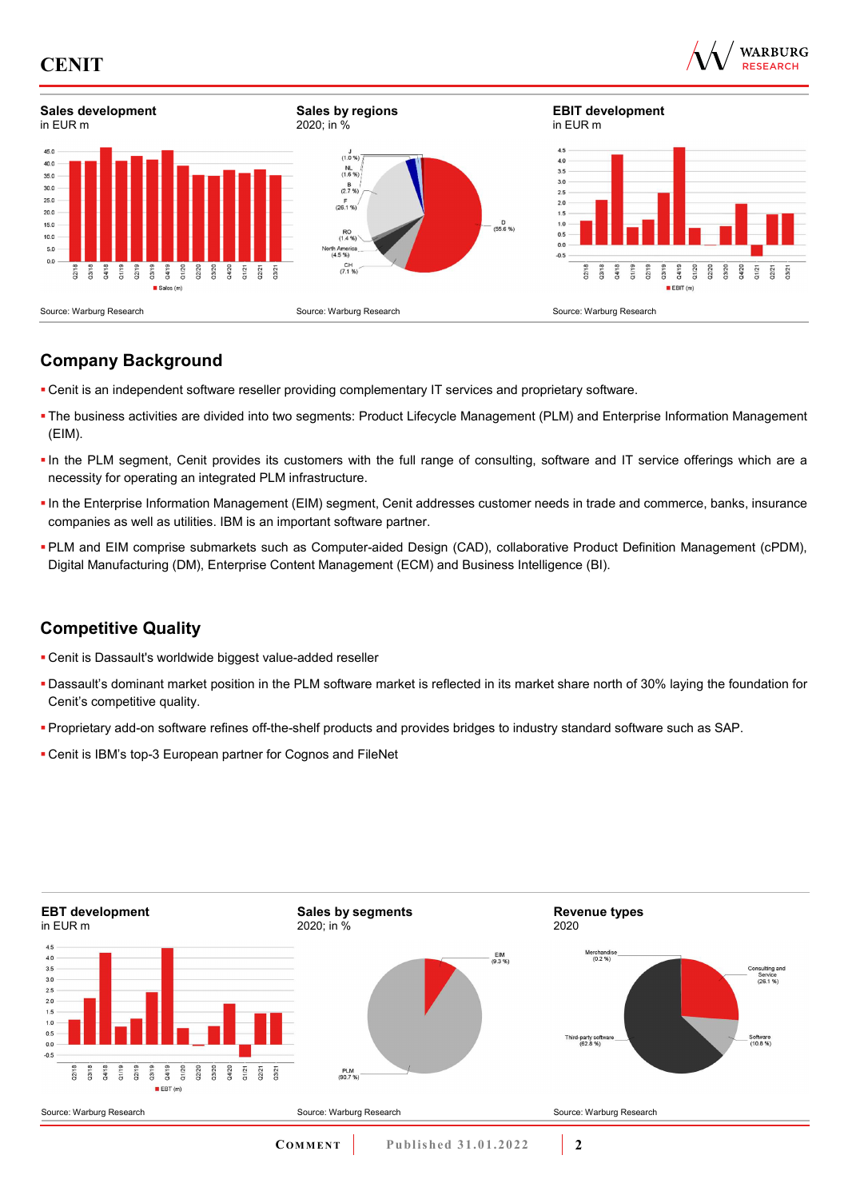**Sales development**
in EUR m

45.0
40.0
35.0
30.0
25.0
20.0
15.0
10.0
5.0
0.0

Q2/18 Q3/18 Q4/18 Q1/19 Q2/19 Q3/19 Q4/19 Q1/20 Q2/20 Q3/20 Q4/20 Q1/21 Q2/21 Q3/21

Sales (m)

Source: Warburg Research

**Sales by regions**
2020; in %

J (1.0 %)
NL (1.6 %)
B (2.7 %)
F (26.1 %)
D (55.6 %)
RO (1.4 %)
North America (4.5 %)
CH (7.1 %)

Source: Warburg Research

**EBIT development**
in EUR m

4.5
4.0
3.5
3.0
2.5
2.0
1.5
1.0
0.5
0.0
-0.5

Q2/18 Q3/18 Q4/18 Q1/19 Q2/19 Q3/19 Q4/19 Q1/20 Q2/20 Q3/20 Q4/20 Q1/21 Q2/21 Q3/21

EBIT (m)

Source: Warburg Research

## Company Background

- Cenit is an independent software reseller providing complementary IT services and proprietary software.
- The business activities are divided into two segments: Product Lifecycle Management (PLM) and Enterprise Information Management (EIM).
- In the PLM segment, Cenit provides its customers with the full range of consulting, software and IT service offerings which are a necessity for operating an integrated PLM infrastructure.
- In the Enterprise Information Management (EIM) segment, Cenit addresses customer needs in trade and commerce, banks, insurance companies as well as utilities. IBM is an important software partner.
- PLM and EIM comprise submarkets such as Computer-aided Design (CAD), collaborative Product Definition Management (cPDM), Digital Manufacturing (DM), Enterprise Content Management (ECM) and Business Intelligence (BI).

## Competitive Quality

- Cenit is Dassault's worldwide biggest value-added reseller
- Dassault's dominant market position in the PLM software market is reflected in its market share north of 30% laying the foundation for Cenit's competitive quality.
- Proprietary add-on software refines off-the-shelf products and provides bridges to industry standard software such as SAP.
- Cenit is IBM's top-3 European partner for Cognos and FileNet

**EBT development**
in EUR m

4.5
4.0
3.5
3.0
2.5
2.0
1.5
1.0
0.5
0.0
-0.5

Q2/18 Q3/18 Q4/18 Q1/19 Q2/19 Q3/19 Q4/19 Q1/20 Q2/20 Q3/20 Q4/20 Q1/21 Q2/21 Q3/21

EBT (m)

Source: Warburg Research

**Sales by segments**
2020; in %

EIM (9.3 %)
PLM (90.7 %)

Source: Warburg Research

**Revenue types**
2020

Merchandise (0.2 %)
Consulting and Service (26.1 %)
Software (10.8 %)
Third-party software (62.8 %)

Source: Warburg Research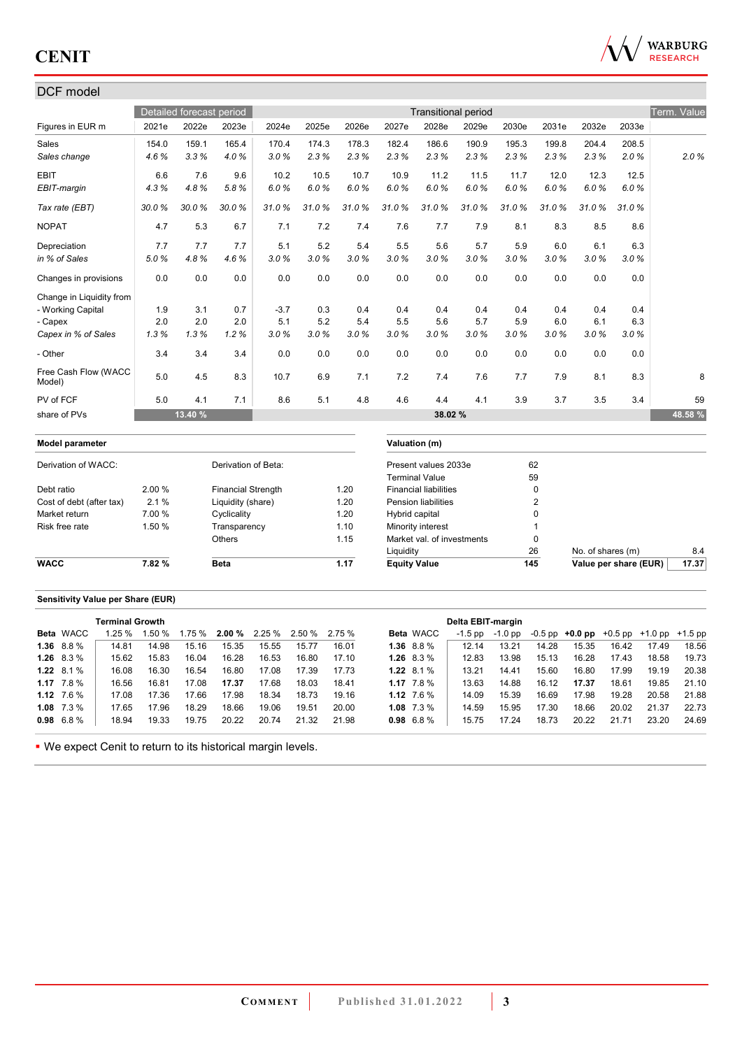## DCF model

| Figures in EUR m | Detailed forecast period 2021e | 2022e | 2023e | Transitional period 2024e | 2025e | 2026e | 2027e | 2028e | 2029e | 2030e | 2031e | 2032e | 2033e | Term. Value |
|---|---|---|---|---|---|---|---|---|---|---|---|---|---|---|
| Sales | 154.0 | 159.1 | 165.4 | 170.4 | 174.3 | 178.3 | 182.4 | 186.6 | 190.9 | 195.3 | 199.8 | 204.4 | 208.5 | |
| *Sales change* | *4.6 %* | *3.3 %* | *4.0 %* | *3.0 %* | *2.3 %* | *2.3 %* | *2.3 %* | *2.3 %* | *2.3 %* | *2.3 %* | *2.3 %* | *2.3 %* | *2.0 %* | *2.0 %* |
| EBIT | 6.6 | 7.6 | 9.6 | 10.2 | 10.5 | 10.7 | 10.9 | 11.2 | 11.5 | 11.7 | 12.0 | 12.3 | 12.5 | |
| *EBIT-margin* | *4.3 %* | *4.8 %* | *5.8 %* | *6.0 %* | *6.0 %* | *6.0 %* | *6.0 %* | *6.0 %* | *6.0 %* | *6.0 %* | *6.0 %* | *6.0 %* | *6.0 %* | |
| *Tax rate (EBT)* | *30.0 %* | *30.0 %* | *30.0 %* | *31.0 %* | *31.0 %* | *31.0 %* | *31.0 %* | *31.0 %* | *31.0 %* | *31.0 %* | *31.0 %* | *31.0 %* | *31.0 %* | |
| NOPAT | 4.7 | 5.3 | 6.7 | 7.1 | 7.2 | 7.4 | 7.6 | 7.7 | 7.9 | 8.1 | 8.3 | 8.5 | 8.6 | |
| Depreciation | 7.7 | 7.7 | 7.7 | 5.1 | 5.2 | 5.4 | 5.5 | 5.6 | 5.7 | 5.9 | 6.0 | 6.1 | 6.3 | |
| *in % of Sales* | *5.0 %* | *4.8 %* | *4.6 %* | *3.0 %* | *3.0 %* | *3.0 %* | *3.0 %* | *3.0 %* | *3.0 %* | *3.0 %* | *3.0 %* | *3.0 %* | *3.0 %* | |
| Changes in provisions | 0.0 | 0.0 | 0.0 | 0.0 | 0.0 | 0.0 | 0.0 | 0.0 | 0.0 | 0.0 | 0.0 | 0.0 | 0.0 | |
| Change in Liquidity from | | | | | | | | | | | | | | |
| - Working Capital | 1.9 | 3.1 | 0.7 | -3.7 | 0.3 | 0.4 | 0.4 | 0.4 | 0.4 | 0.4 | 0.4 | 0.4 | 0.4 | |
| - Capex | 2.0 | 2.0 | 2.0 | 5.1 | 5.2 | 5.4 | 5.5 | 5.6 | 5.7 | 5.9 | 6.0 | 6.1 | 6.3 | |
| *Capex in % of Sales* | *1.3 %* | *1.3 %* | *1.2 %* | *3.0 %* | *3.0 %* | *3.0 %* | *3.0 %* | *3.0 %* | *3.0 %* | *3.0 %* | *3.0 %* | *3.0 %* | *3.0 %* | |
| - Other | 3.4 | 3.4 | 3.4 | 0.0 | 0.0 | 0.0 | 0.0 | 0.0 | 0.0 | 0.0 | 0.0 | 0.0 | 0.0 | |
| Free Cash Flow (WACC Model) | 5.0 | 4.5 | 8.3 | 10.7 | 6.9 | 7.1 | 7.2 | 7.4 | 7.6 | 7.7 | 7.9 | 8.1 | 8.3 | 8 |
| PV of FCF | 5.0 | 4.1 | 7.1 | 8.6 | 5.1 | 4.8 | 4.6 | 4.4 | 4.1 | 3.9 | 3.7 | 3.5 | 3.4 | 59 |
| share of PVs | | 13.40 % | | | | | | 38.02 % | | | | | | 48.58 % |

### Model parameter

| Derivation of WACC: | | Derivation of Beta: | |
|---|---|---|---|
| Debt ratio | 2.00 % | Financial Strength | 1.20 |
| Cost of debt (after tax) | 2.1 % | Liquidity (share) | 1.20 |
| Market return | 7.00 % | Cyclicality | 1.20 |
| Risk free rate | 1.50 % | Transparency | 1.10 |
| | | Others | 1.15 |
| **WACC** | **7.82 %** | **Beta** | **1.17** |

### Valuation (m)

| | | | |
|---|---|---|---|
| Present values 2033e | 62 | | |
| Terminal Value | 59 | | |
| Financial liabilities | 0 | | |
| Pension liabilities | 2 | | |
| Hybrid capital | 0 | | |
| Minority interest | 1 | | |
| Market val. of investments | 0 | | |
| Liquidity | 26 | No. of shares (m) | 8.4 |
| **Equity Value** | **145** | **Value per share (EUR)** | **17.37** |

### Sensitivity Value per Share (EUR)

| | | Terminal Growth | | | | | | |
|---|---|---|---|---|---|---|---|---|
| **Beta** | **WACC** | 1.25 % | 1.50 % | 1.75 % | **2.00 %** | 2.25 % | 2.50 % | 2.75 % |
| **1.36** | 8.8 % | 14.81 | 14.98 | 15.16 | 15.35 | 15.55 | 15.77 | 16.01 |
| **1.26** | 8.3 % | 15.62 | 15.83 | 16.04 | 16.28 | 16.53 | 16.80 | 17.10 |
| **1.22** | 8.1 % | 16.08 | 16.30 | 16.54 | 16.80 | 17.08 | 17.39 | 17.73 |
| **1.17** | 7.8 % | 16.56 | 16.81 | 17.08 | **17.37** | 17.68 | 18.03 | 18.41 |
| **1.12** | 7.6 % | 17.08 | 17.36 | 17.66 | 17.98 | 18.34 | 18.73 | 19.16 |
| **1.08** | 7.3 % | 17.65 | 17.96 | 18.29 | 18.66 | 19.06 | 19.51 | 20.00 |
| **0.98** | 6.8 % | 18.94 | 19.33 | 19.75 | 20.22 | 20.74 | 21.32 | 21.98 |

| | | Delta EBIT-margin | | | | | | |
|---|---|---|---|---|---|---|---|---|
| **Beta** | **WACC** | -1.5 pp | -1.0 pp | -0.5 pp | **+0.0 pp** | +0.5 pp | +1.0 pp | +1.5 pp |
| **1.36** | 8.8 % | 12.14 | 13.21 | 14.28 | 15.35 | 16.42 | 17.49 | 18.56 |
| **1.26** | 8.3 % | 12.83 | 13.98 | 15.13 | 16.28 | 17.43 | 18.58 | 19.73 |
| **1.22** | 8.1 % | 13.21 | 14.41 | 15.60 | 16.80 | 17.99 | 19.19 | 20.38 |
| **1.17** | 7.8 % | 13.63 | 14.88 | 16.12 | **17.37** | 18.61 | 19.85 | 21.10 |
| **1.12** | 7.6 % | 14.09 | 15.39 | 16.69 | 17.98 | 19.28 | 20.58 | 21.88 |
| **1.08** | 7.3 % | 14.59 | 15.95 | 17.30 | 18.66 | 20.02 | 21.37 | 22.73 |
| **0.98** | 6.8 % | 15.75 | 17.24 | 18.73 | 20.22 | 21.71 | 23.20 | 24.69 |

- We expect Cenit to return to its historical margin levels.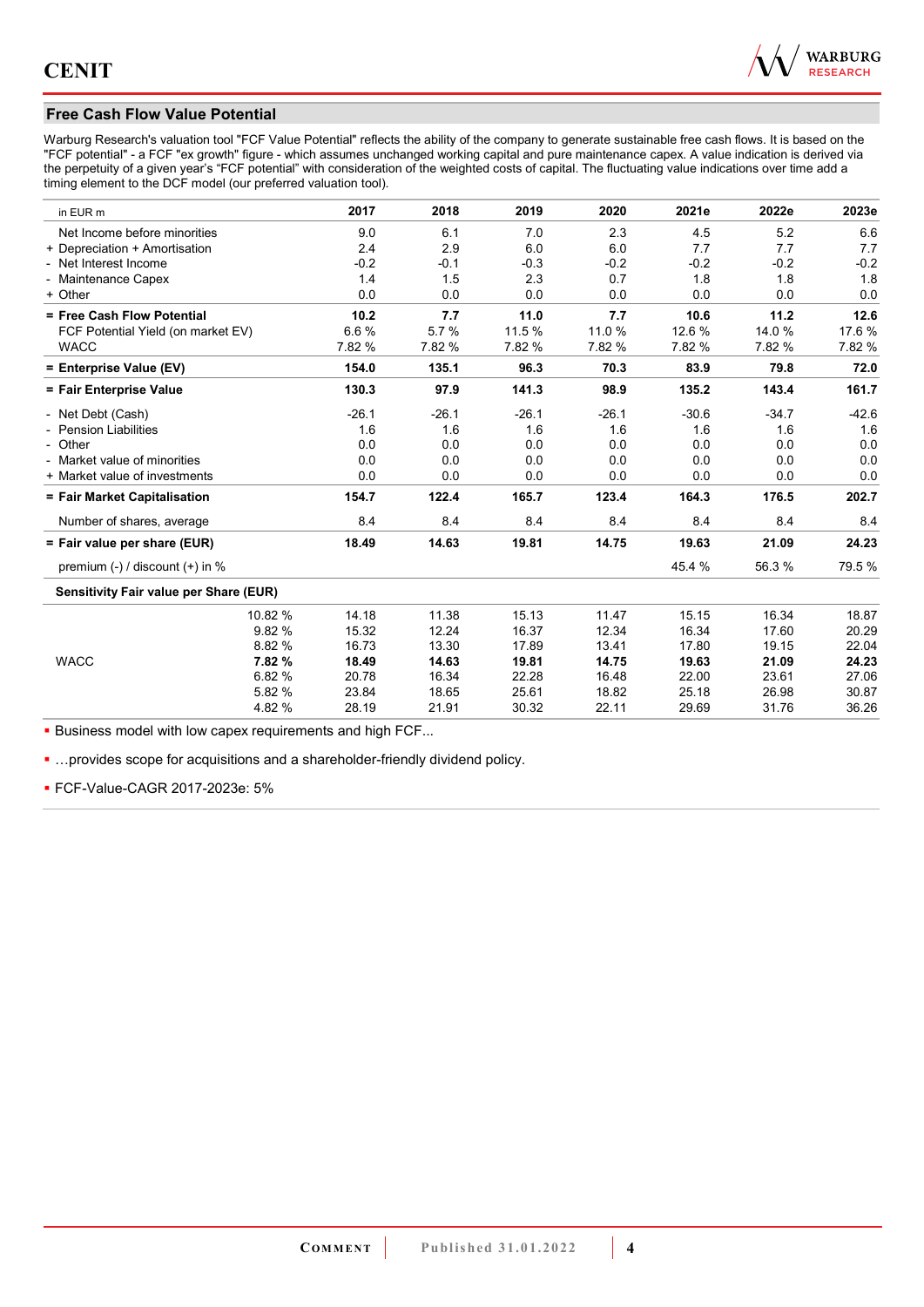## Free Cash Flow Value Potential

Warburg Research's valuation tool "FCF Value Potential" reflects the ability of the company to generate sustainable free cash flows. It is based on the "FCF potential" - a FCF "ex growth" figure - which assumes unchanged working capital and pure maintenance capex. A value indication is derived via the perpetuity of a given year's "FCF potential" with consideration of the weighted costs of capital. The fluctuating value indications over time add a timing element to the DCF model (our preferred valuation tool).

| in EUR m | | 2017 | 2018 | 2019 | 2020 | 2021e | 2022e | 2023e |
|---|---|---|---|---|---|---|---|---|
| Net Income before minorities | | 9.0 | 6.1 | 7.0 | 2.3 | 4.5 | 5.2 | 6.6 |
| + Depreciation + Amortisation | | 2.4 | 2.9 | 6.0 | 6.0 | 7.7 | 7.7 | 7.7 |
| - Net Interest Income | | -0.2 | -0.1 | -0.3 | -0.2 | -0.2 | -0.2 | -0.2 |
| - Maintenance Capex | | 1.4 | 1.5 | 2.3 | 0.7 | 1.8 | 1.8 | 1.8 |
| + Other | | 0.0 | 0.0 | 0.0 | 0.0 | 0.0 | 0.0 | 0.0 |
| **= Free Cash Flow Potential** | | **10.2** | **7.7** | **11.0** | **7.7** | **10.6** | **11.2** | **12.6** |
| FCF Potential Yield (on market EV) | | 6.6 % | 5.7 % | 11.5 % | 11.0 % | 12.6 % | 14.0 % | 17.6 % |
| WACC | | 7.82 % | 7.82 % | 7.82 % | 7.82 % | 7.82 % | 7.82 % | 7.82 % |
| **= Enterprise Value (EV)** | | **154.0** | **135.1** | **96.3** | **70.3** | **83.9** | **79.8** | **72.0** |
| **= Fair Enterprise Value** | | **130.3** | **97.9** | **141.3** | **98.9** | **135.2** | **143.4** | **161.7** |
| - Net Debt (Cash) | | -26.1 | -26.1 | -26.1 | -26.1 | -30.6 | -34.7 | -42.6 |
| - Pension Liabilities | | 1.6 | 1.6 | 1.6 | 1.6 | 1.6 | 1.6 | 1.6 |
| - Other | | 0.0 | 0.0 | 0.0 | 0.0 | 0.0 | 0.0 | 0.0 |
| - Market value of minorities | | 0.0 | 0.0 | 0.0 | 0.0 | 0.0 | 0.0 | 0.0 |
| + Market value of investments | | 0.0 | 0.0 | 0.0 | 0.0 | 0.0 | 0.0 | 0.0 |
| **= Fair Market Capitalisation** | | **154.7** | **122.4** | **165.7** | **123.4** | **164.3** | **176.5** | **202.7** |
| Number of shares, average | | 8.4 | 8.4 | 8.4 | 8.4 | 8.4 | 8.4 | 8.4 |
| **= Fair value per share (EUR)** | | **18.49** | **14.63** | **19.81** | **14.75** | **19.63** | **21.09** | **24.23** |
| premium (-) / discount (+) in % | | | | | | 45.4 % | 56.3 % | 79.5 % |
| **Sensitivity Fair value per Share (EUR)** | | | | | | | | |
| | 10.82 % | 14.18 | 11.38 | 15.13 | 11.47 | 15.15 | 16.34 | 18.87 |
| | 9.82 % | 15.32 | 12.24 | 16.37 | 12.34 | 16.34 | 17.60 | 20.29 |
| | 8.82 % | 16.73 | 13.30 | 17.89 | 13.41 | 17.80 | 19.15 | 22.04 |
| WACC | **7.82 %** | **18.49** | **14.63** | **19.81** | **14.75** | **19.63** | **21.09** | **24.23** |
| | 6.82 % | 20.78 | 16.34 | 22.28 | 16.48 | 22.00 | 23.61 | 27.06 |
| | 5.82 % | 23.84 | 18.65 | 25.61 | 18.82 | 25.18 | 26.98 | 30.87 |
| | 4.82 % | 28.19 | 21.91 | 30.32 | 22.11 | 29.69 | 31.76 | 36.26 |

- Business model with low capex requirements and high FCF...
- …provides scope for acquisitions and a shareholder-friendly dividend policy.
- FCF-Value-CAGR 2017-2023e: 5%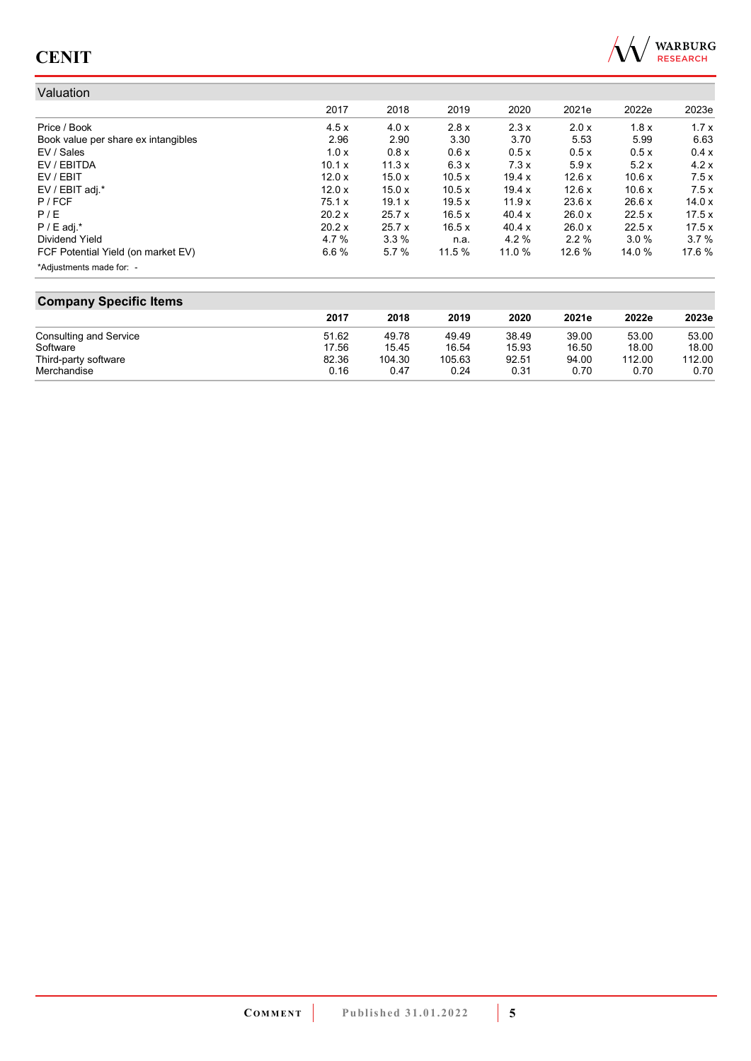## Valuation

| | 2017 | 2018 | 2019 | 2020 | 2021e | 2022e | 2023e |
|---|---|---|---|---|---|---|---|
| Price / Book | 4.5 x | 4.0 x | 2.8 x | 2.3 x | 2.0 x | 1.8 x | 1.7 x |
| Book value per share ex intangibles | 2.96 | 2.90 | 3.30 | 3.70 | 5.53 | 5.99 | 6.63 |
| EV / Sales | 1.0 x | 0.8 x | 0.6 x | 0.5 x | 0.5 x | 0.5 x | 0.4 x |
| EV / EBITDA | 10.1 x | 11.3 x | 6.3 x | 7.3 x | 5.9 x | 5.2 x | 4.2 x |
| EV / EBIT | 12.0 x | 15.0 x | 10.5 x | 19.4 x | 12.6 x | 10.6 x | 7.5 x |
| EV / EBIT adj.* | 12.0 x | 15.0 x | 10.5 x | 19.4 x | 12.6 x | 10.6 x | 7.5 x |
| P / FCF | 75.1 x | 19.1 x | 19.5 x | 11.9 x | 23.6 x | 26.6 x | 14.0 x |
| P / E | 20.2 x | 25.7 x | 16.5 x | 40.4 x | 26.0 x | 22.5 x | 17.5 x |
| P / E adj.* | 20.2 x | 25.7 x | 16.5 x | 40.4 x | 26.0 x | 22.5 x | 17.5 x |
| Dividend Yield | 4.7 % | 3.3 % | n.a. | 4.2 % | 2.2 % | 3.0 % | 3.7 % |
| FCF Potential Yield (on market EV) | 6.6 % | 5.7 % | 11.5 % | 11.0 % | 12.6 % | 14.0 % | 17.6 % |

*Adjustments made for: -

## Company Specific Items

| | 2017 | 2018 | 2019 | 2020 | 2021e | 2022e | 2023e |
|---|---|---|---|---|---|---|---|
| Consulting and Service | 51.62 | 49.78 | 49.49 | 38.49 | 39.00 | 53.00 | 53.00 |
| Software | 17.56 | 15.45 | 16.54 | 15.93 | 16.50 | 18.00 | 18.00 |
| Third-party software | 82.36 | 104.30 | 105.63 | 92.51 | 94.00 | 112.00 | 112.00 |
| Merchandise | 0.16 | 0.47 | 0.24 | 0.31 | 0.70 | 0.70 | 0.70 |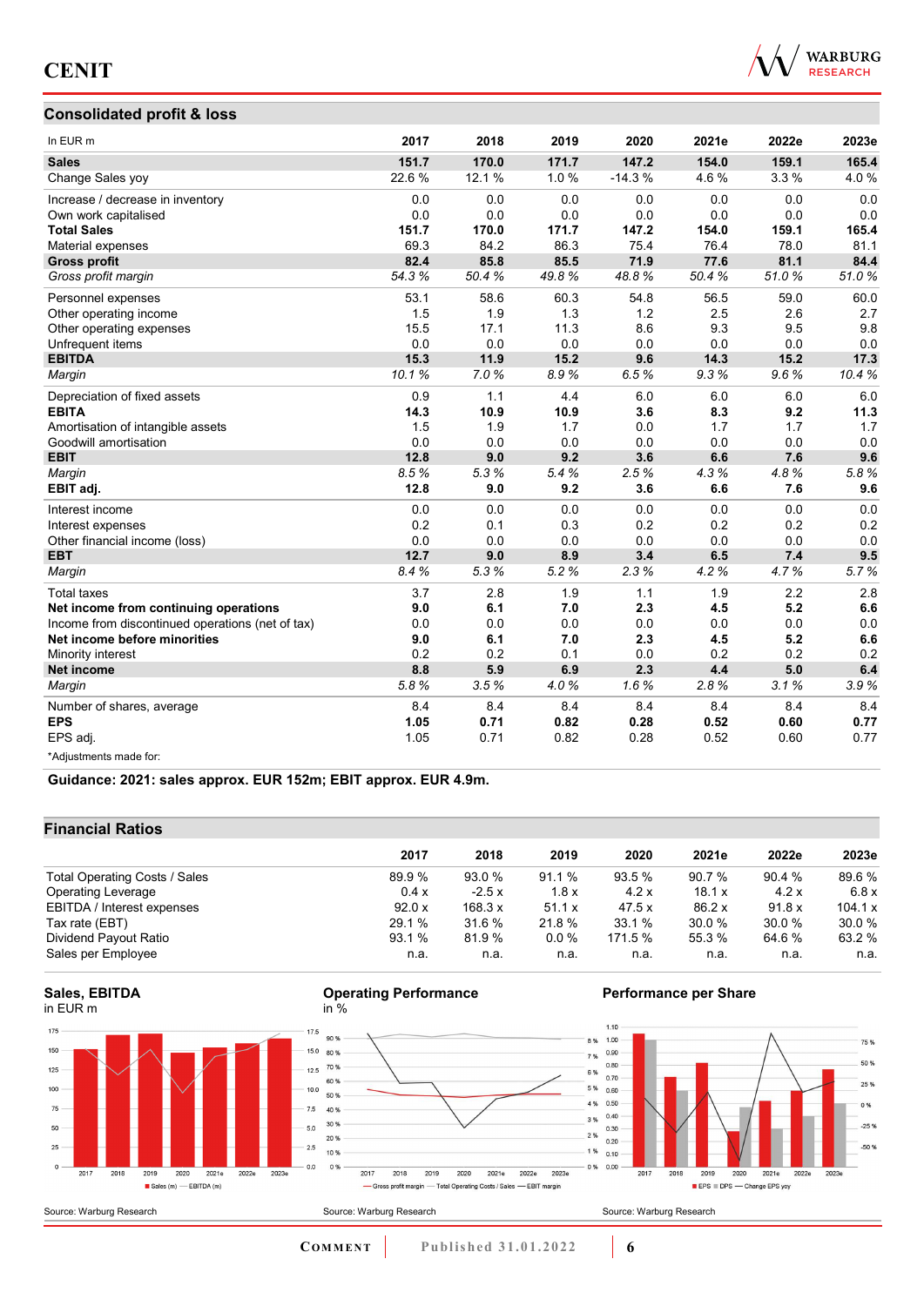## Consolidated profit & loss

| In EUR m | 2017 | 2018 | 2019 | 2020 | 2021e | 2022e | 2023e |
|---|---|---|---|---|---|---|---|
| **Sales** | **151.7** | **170.0** | **171.7** | **147.2** | **154.0** | **159.1** | **165.4** |
| Change Sales yoy | 22.6 % | 12.1 % | 1.0 % | -14.3 % | 4.6 % | 3.3 % | 4.0 % |
| Increase / decrease in inventory | 0.0 | 0.0 | 0.0 | 0.0 | 0.0 | 0.0 | 0.0 |
| Own work capitalised | 0.0 | 0.0 | 0.0 | 0.0 | 0.0 | 0.0 | 0.0 |
| **Total Sales** | **151.7** | **170.0** | **171.7** | **147.2** | **154.0** | **159.1** | **165.4** |
| Material expenses | 69.3 | 84.2 | 86.3 | 75.4 | 76.4 | 78.0 | 81.1 |
| **Gross profit** | **82.4** | **85.8** | **85.5** | **71.9** | **77.6** | **81.1** | **84.4** |
| *Gross profit margin* | *54.3 %* | *50.4 %* | *49.8 %* | *48.8 %* | *50.4 %* | *51.0 %* | *51.0 %* |
| Personnel expenses | 53.1 | 58.6 | 60.3 | 54.8 | 56.5 | 59.0 | 60.0 |
| Other operating income | 1.5 | 1.9 | 1.3 | 1.2 | 2.5 | 2.6 | 2.7 |
| Other operating expenses | 15.5 | 17.1 | 11.3 | 8.6 | 9.3 | 9.5 | 9.8 |
| Unfrequent items | 0.0 | 0.0 | 0.0 | 0.0 | 0.0 | 0.0 | 0.0 |
| **EBITDA** | **15.3** | **11.9** | **15.2** | **9.6** | **14.3** | **15.2** | **17.3** |
| *Margin* | *10.1 %* | *7.0 %* | *8.9 %* | *6.5 %* | *9.3 %* | *9.6 %* | *10.4 %* |
| Depreciation of fixed assets | 0.9 | 1.1 | 4.4 | 6.0 | 6.0 | 6.0 | 6.0 |
| **EBITA** | **14.3** | **10.9** | **10.9** | **3.6** | **8.3** | **9.2** | **11.3** |
| Amortisation of intangible assets | 1.5 | 1.9 | 1.7 | 0.0 | 1.7 | 1.7 | 1.7 |
| Goodwill amortisation | 0.0 | 0.0 | 0.0 | 0.0 | 0.0 | 0.0 | 0.0 |
| **EBIT** | **12.8** | **9.0** | **9.2** | **3.6** | **6.6** | **7.6** | **9.6** |
| *Margin* | *8.5 %* | *5.3 %* | *5.4 %* | *2.5 %* | *4.3 %* | *4.8 %* | *5.8 %* |
| **EBIT adj.** | **12.8** | **9.0** | **9.2** | **3.6** | **6.6** | **7.6** | **9.6** |
| Interest income | 0.0 | 0.0 | 0.0 | 0.0 | 0.0 | 0.0 | 0.0 |
| Interest expenses | 0.2 | 0.1 | 0.3 | 0.2 | 0.2 | 0.2 | 0.2 |
| Other financial income (loss) | 0.0 | 0.0 | 0.0 | 0.0 | 0.0 | 0.0 | 0.0 |
| **EBT** | **12.7** | **9.0** | **8.9** | **3.4** | **6.5** | **7.4** | **9.5** |
| *Margin* | *8.4 %* | *5.3 %* | *5.2 %* | *2.3 %* | *4.2 %* | *4.7 %* | *5.7 %* |
| Total taxes | 3.7 | 2.8 | 1.9 | 1.1 | 1.9 | 2.2 | 2.8 |
| **Net income from continuing operations** | **9.0** | **6.1** | **7.0** | **2.3** | **4.5** | **5.2** | **6.6** |
| Income from discontinued operations (net of tax) | 0.0 | 0.0 | 0.0 | 0.0 | 0.0 | 0.0 | 0.0 |
| **Net income before minorities** | **9.0** | **6.1** | **7.0** | **2.3** | **4.5** | **5.2** | **6.6** |
| Minority interest | 0.2 | 0.2 | 0.1 | 0.0 | 0.2 | 0.2 | 0.2 |
| **Net income** | **8.8** | **5.9** | **6.9** | **2.3** | **4.4** | **5.0** | **6.4** |
| *Margin* | *5.8 %* | *3.5 %* | *4.0 %* | *1.6 %* | *2.8 %* | *3.1 %* | *3.9 %* |
| Number of shares, average | 8.4 | 8.4 | 8.4 | 8.4 | 8.4 | 8.4 | 8.4 |
| **EPS** | **1.05** | **0.71** | **0.82** | **0.28** | **0.52** | **0.60** | **0.77** |
| EPS adj. | 1.05 | 0.71 | 0.82 | 0.28 | 0.52 | 0.60 | 0.77 |

*Adjustments made for:

**Guidance: 2021: sales approx. EUR 152m; EBIT approx. EUR 4.9m.**

## Financial Ratios

| | 2017 | 2018 | 2019 | 2020 | 2021e | 2022e | 2023e |
|---|---|---|---|---|---|---|---|
| Total Operating Costs / Sales | 89.9 % | 93.0 % | 91.1 % | 93.5 % | 90.7 % | 90.4 % | 89.6 % |
| Operating Leverage | 0.4 x | -2.5 x | 1.8 x | 4.2 x | 18.1 x | 4.2 x | 6.8 x |
| EBITDA / Interest expenses | 92.0 x | 168.3 x | 51.1 x | 47.5 x | 86.2 x | 91.8 x | 104.1 x |
| Tax rate (EBT) | 29.1 % | 31.6 % | 21.8 % | 33.1 % | 30.0 % | 30.0 % | 30.0 % |
| Dividend Payout Ratio | 93.1 % | 81.9 % | 0.0 % | 171.5 % | 55.3 % | 64.6 % | 63.2 % |
| Sales per Employee | n.a. | n.a. | n.a. | n.a. | n.a. | n.a. | n.a. |

### Sales, EBITDA
in EUR m

■ Sales (m) — EBITDA (m)

Source: Warburg Research

### Operating Performance
in %

— Gross profit margin — Total Operating Costs / Sales — EBIT margin

Source: Warburg Research

### Performance per Share

■ EPS ■ DPS — Change EPS yoy

Source: Warburg Research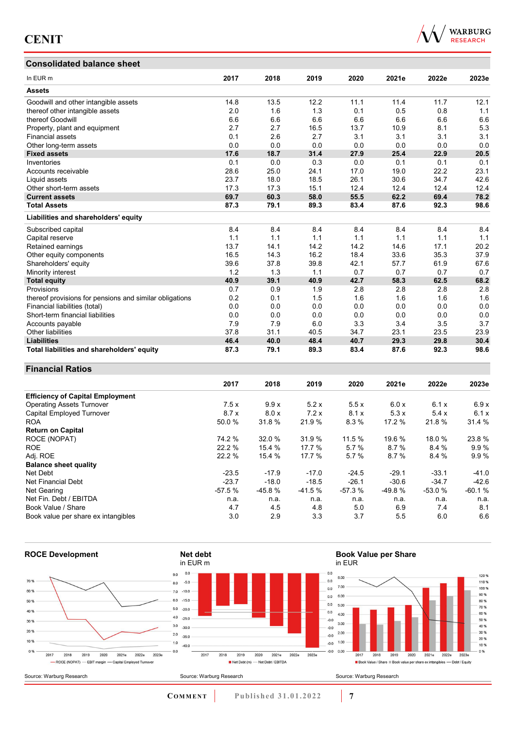## Consolidated balance sheet

| In EUR m | 2017 | 2018 | 2019 | 2020 | 2021e | 2022e | 2023e |
|---|---|---|---|---|---|---|---|
| **Assets** | | | | | | | |
| Goodwill and other intangible assets | 14.8 | 13.5 | 12.2 | 11.1 | 11.4 | 11.7 | 12.1 |
| thereof other intangible assets | 2.0 | 1.6 | 1.3 | 0.1 | 0.5 | 0.8 | 1.1 |
| thereof Goodwill | 6.6 | 6.6 | 6.6 | 6.6 | 6.6 | 6.6 | 6.6 |
| Property, plant and equipment | 2.7 | 2.7 | 16.5 | 13.7 | 10.9 | 8.1 | 5.3 |
| Financial assets | 0.1 | 2.6 | 2.7 | 3.1 | 3.1 | 3.1 | 3.1 |
| Other long-term assets | 0.0 | 0.0 | 0.0 | 0.0 | 0.0 | 0.0 | 0.0 |
| **Fixed assets** | **17.6** | **18.7** | **31.4** | **27.9** | **25.4** | **22.9** | **20.5** |
| Inventories | 0.1 | 0.0 | 0.3 | 0.0 | 0.1 | 0.1 | 0.1 |
| Accounts receivable | 28.6 | 25.0 | 24.1 | 17.0 | 19.0 | 22.2 | 23.1 |
| Liquid assets | 23.7 | 18.0 | 18.5 | 26.1 | 30.6 | 34.7 | 42.6 |
| Other short-term assets | 17.3 | 17.3 | 15.1 | 12.4 | 12.4 | 12.4 | 12.4 |
| **Current assets** | **69.7** | **60.3** | **58.0** | **55.5** | **62.2** | **69.4** | **78.2** |
| **Total Assets** | **87.3** | **79.1** | **89.3** | **83.4** | **87.6** | **92.3** | **98.6** |
| **Liabilities and shareholders' equity** | | | | | | | |
| Subscribed capital | 8.4 | 8.4 | 8.4 | 8.4 | 8.4 | 8.4 | 8.4 |
| Capital reserve | 1.1 | 1.1 | 1.1 | 1.1 | 1.1 | 1.1 | 1.1 |
| Retained earnings | 13.7 | 14.1 | 14.2 | 14.2 | 14.6 | 17.1 | 20.2 |
| Other equity components | 16.5 | 14.3 | 16.2 | 18.4 | 33.6 | 35.3 | 37.9 |
| Shareholders' equity | 39.6 | 37.8 | 39.8 | 42.1 | 57.7 | 61.9 | 67.6 |
| Minority interest | 1.2 | 1.3 | 1.1 | 0.7 | 0.7 | 0.7 | 0.7 |
| **Total equity** | **40.9** | **39.1** | **40.9** | **42.7** | **58.3** | **62.5** | **68.2** |
| Provisions | 0.7 | 0.9 | 1.9 | 2.8 | 2.8 | 2.8 | 2.8 |
| thereof provisions for pensions and similar obligations | 0.2 | 0.1 | 1.5 | 1.6 | 1.6 | 1.6 | 1.6 |
| Financial liabilities (total) | 0.0 | 0.0 | 0.0 | 0.0 | 0.0 | 0.0 | 0.0 |
| Short-term financial liabilities | 0.0 | 0.0 | 0.0 | 0.0 | 0.0 | 0.0 | 0.0 |
| Accounts payable | 7.9 | 7.9 | 6.0 | 3.3 | 3.4 | 3.5 | 3.7 |
| Other liabilities | 37.8 | 31.1 | 40.5 | 34.7 | 23.1 | 23.5 | 23.9 |
| **Liabilities** | **46.4** | **40.0** | **48.4** | **40.7** | **29.3** | **29.8** | **30.4** |
| **Total liabilities and shareholders' equity** | **87.3** | **79.1** | **89.3** | **83.4** | **87.6** | **92.3** | **98.6** |

## Financial Ratios

| | 2017 | 2018 | 2019 | 2020 | 2021e | 2022e | 2023e |
|---|---|---|---|---|---|---|---|
| **Efficiency of Capital Employment** | | | | | | | |
| Operating Assets Turnover | 7.5 x | 9.9 x | 5.2 x | 5.5 x | 6.0 x | 6.1 x | 6.9 x |
| Capital Employed Turnover | 8.7 x | 8.0 x | 7.2 x | 8.1 x | 5.3 x | 5.4 x | 6.1 x |
| ROA | 50.0 % | 31.8 % | 21.9 % | 8.3 % | 17.2 % | 21.8 % | 31.4 % |
| **Return on Capital** | | | | | | | |
| ROCE (NOPAT) | 74.2 % | 32.0 % | 31.9 % | 11.5 % | 19.6 % | 18.0 % | 23.8 % |
| ROE | 22.2 % | 15.4 % | 17.7 % | 5.7 % | 8.7 % | 8.4 % | 9.9 % |
| Adj. ROE | 22.2 % | 15.4 % | 17.7 % | 5.7 % | 8.7 % | 8.4 % | 9.9 % |
| **Balance sheet quality** | | | | | | | |
| Net Debt | -23.5 | -17.9 | -17.0 | -24.5 | -29.1 | -33.1 | -41.0 |
| Net Financial Debt | -23.7 | -18.0 | -18.5 | -26.1 | -30.6 | -34.7 | -42.6 |
| Net Gearing | -57.5 % | -45.8 % | -41.5 % | -57.3 % | -49.8 % | -53.0 % | -60.1 % |
| Net Fin. Debt / EBITDA | n.a. | n.a. | n.a. | n.a. | n.a. | n.a. | n.a. |
| Book Value / Share | 4.7 | 4.5 | 4.8 | 5.0 | 6.9 | 7.4 | 8.1 |
| Book value per share ex intangibles | 3.0 | 2.9 | 3.3 | 3.7 | 5.5 | 6.0 | 6.6 |

**ROCE Development**

70 % 60 % 50 % 40 % 30 % 20 % 10 % 0 %
2017 2018 2019 2020 2021e 2022e 2023e
ROCE (NOPAT) — EBIT margin — Capital Employed Turnover
9.0 8.0 7.0 6.0 5.0 4.0 3.0 2.0 1.0 0.0

Source: Warburg Research

**Net debt**
in EUR m

0.0 -5.0 -10.0 -15.0 -20.0 -25.0 -30.0 -35.0 -40.0
2017 2018 2019 2020 2021e 2022e 2023e
Net Debt (m) — Net Debt / EBITDA

Source: Warburg Research

**Book Value per Share**
in EUR

8.00 7.00 6.00 5.00 4.00 3.00 2.00 1.00 0.00
2017 2018 2019 2020 2021e 2022e 2023e
Book Value / Share, Book value per share ex intangibles — Debt / Equity
120 % 110 % 100 % 90 % 80 % 70 % 60 % 50 % 40 % 30 % 20 % 10 % 0 %

Source: Warburg Research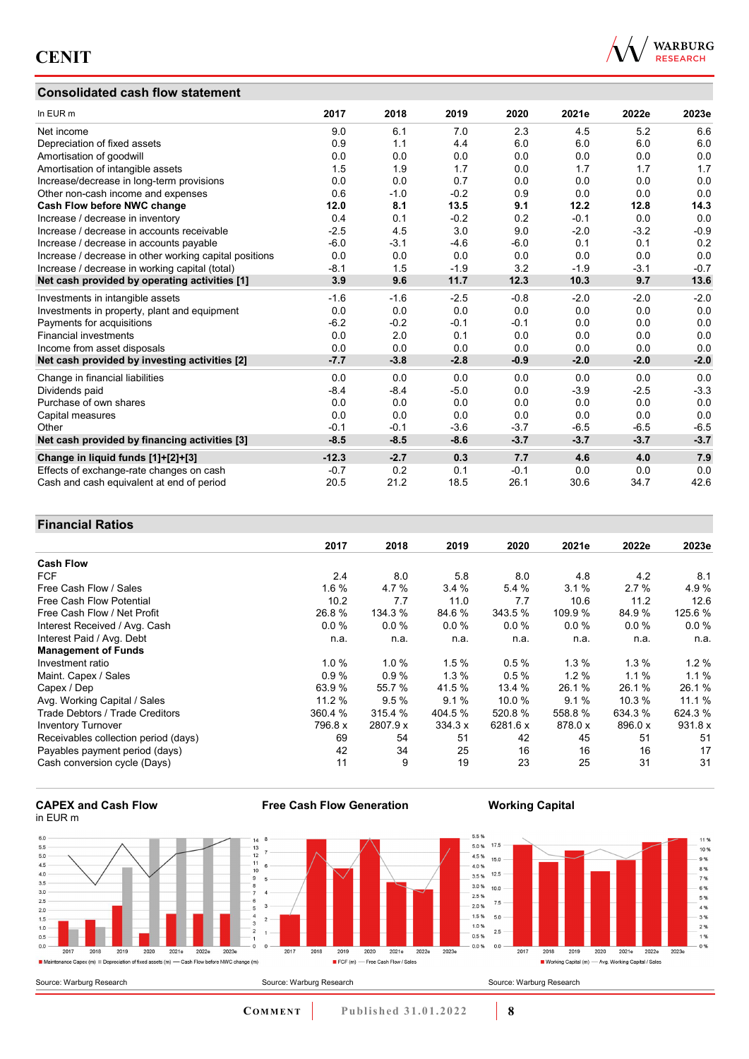## Consolidated cash flow statement

| In EUR m | 2017 | 2018 | 2019 | 2020 | 2021e | 2022e | 2023e |
|---|---|---|---|---|---|---|---|
| Net income | 9.0 | 6.1 | 7.0 | 2.3 | 4.5 | 5.2 | 6.6 |
| Depreciation of fixed assets | 0.9 | 1.1 | 4.4 | 6.0 | 6.0 | 6.0 | 6.0 |
| Amortisation of goodwill | 0.0 | 0.0 | 0.0 | 0.0 | 0.0 | 0.0 | 0.0 |
| Amortisation of intangible assets | 1.5 | 1.9 | 1.7 | 0.0 | 1.7 | 1.7 | 1.7 |
| Increase/decrease in long-term provisions | 0.0 | 0.0 | 0.7 | 0.0 | 0.0 | 0.0 | 0.0 |
| Other non-cash income and expenses | 0.6 | -1.0 | -0.2 | 0.9 | 0.0 | 0.0 | 0.0 |
| **Cash Flow before NWC change** | **12.0** | **8.1** | **13.5** | **9.1** | **12.2** | **12.8** | **14.3** |
| Increase / decrease in inventory | 0.4 | 0.1 | -0.2 | 0.2 | -0.1 | 0.0 | 0.0 |
| Increase / decrease in accounts receivable | -2.5 | 4.5 | 3.0 | 9.0 | -2.0 | -3.2 | -0.9 |
| Increase / decrease in accounts payable | -6.0 | -3.1 | -4.6 | -6.0 | 0.1 | 0.1 | 0.2 |
| Increase / decrease in other working capital positions | 0.0 | 0.0 | 0.0 | 0.0 | 0.0 | 0.0 | 0.0 |
| Increase / decrease in working capital (total) | -8.1 | 1.5 | -1.9 | 3.2 | -1.9 | -3.1 | -0.7 |
| **Net cash provided by operating activities [1]** | **3.9** | **9.6** | **11.7** | **12.3** | **10.3** | **9.7** | **13.6** |
| Investments in intangible assets | -1.6 | -1.6 | -2.5 | -0.8 | -2.0 | -2.0 | -2.0 |
| Investments in property, plant and equipment | 0.0 | 0.0 | 0.0 | 0.0 | 0.0 | 0.0 | 0.0 |
| Payments for acquisitions | -6.2 | -0.2 | -0.1 | -0.1 | 0.0 | 0.0 | 0.0 |
| Financial investments | 0.0 | 2.0 | 0.1 | 0.0 | 0.0 | 0.0 | 0.0 |
| Income from asset disposals | 0.0 | 0.0 | 0.0 | 0.0 | 0.0 | 0.0 | 0.0 |
| **Net cash provided by investing activities [2]** | **-7.7** | **-3.8** | **-2.8** | **-0.9** | **-2.0** | **-2.0** | **-2.0** |
| Change in financial liabilities | 0.0 | 0.0 | 0.0 | 0.0 | 0.0 | 0.0 | 0.0 |
| Dividends paid | -8.4 | -8.4 | -5.0 | 0.0 | -3.9 | -2.5 | -3.3 |
| Purchase of own shares | 0.0 | 0.0 | 0.0 | 0.0 | 0.0 | 0.0 | 0.0 |
| Capital measures | 0.0 | 0.0 | 0.0 | 0.0 | 0.0 | 0.0 | 0.0 |
| Other | -0.1 | -0.1 | -3.6 | -3.7 | -6.5 | -6.5 | -6.5 |
| **Net cash provided by financing activities [3]** | **-8.5** | **-8.5** | **-8.6** | **-3.7** | **-3.7** | **-3.7** | **-3.7** |
| **Change in liquid funds [1]+[2]+[3]** | **-12.3** | **-2.7** | **0.3** | **7.7** | **4.6** | **4.0** | **7.9** |
| Effects of exchange-rate changes on cash | -0.7 | 0.2 | 0.1 | -0.1 | 0.0 | 0.0 | 0.0 |
| Cash and cash equivalent at end of period | 20.5 | 21.2 | 18.5 | 26.1 | 30.6 | 34.7 | 42.6 |

## Financial Ratios

| | 2017 | 2018 | 2019 | 2020 | 2021e | 2022e | 2023e |
|---|---|---|---|---|---|---|---|
| **Cash Flow** | | | | | | | |
| FCF | 2.4 | 8.0 | 5.8 | 8.0 | 4.8 | 4.2 | 8.1 |
| Free Cash Flow / Sales | 1.6 % | 4.7 % | 3.4 % | 5.4 % | 3.1 % | 2.7 % | 4.9 % |
| Free Cash Flow Potential | 10.2 | 7.7 | 11.0 | 7.7 | 10.6 | 11.2 | 12.6 |
| Free Cash Flow / Net Profit | 26.8 % | 134.3 % | 84.6 % | 343.5 % | 109.9 % | 84.9 % | 125.6 % |
| Interest Received / Avg. Cash | 0.0 % | 0.0 % | 0.0 % | 0.0 % | 0.0 % | 0.0 % | 0.0 % |
| Interest Paid / Avg. Debt | n.a. | n.a. | n.a. | n.a. | n.a. | n.a. | n.a. |
| **Management of Funds** | | | | | | | |
| Investment ratio | 1.0 % | 1.0 % | 1.5 % | 0.5 % | 1.3 % | 1.3 % | 1.2 % |
| Maint. Capex / Sales | 0.9 % | 0.9 % | 1.3 % | 0.5 % | 1.2 % | 1.1 % | 1.1 % |
| Capex / Dep | 63.9 % | 55.7 % | 41.5 % | 13.4 % | 26.1 % | 26.1 % | 26.1 % |
| Avg. Working Capital / Sales | 11.2 % | 9.5 % | 9.1 % | 10.0 % | 9.1 % | 10.3 % | 11.1 % |
| Trade Debtors / Trade Creditors | 360.4 % | 315.4 % | 404.5 % | 520.8 % | 558.8 % | 634.3 % | 624.3 % |
| Inventory Turnover | 796.8 x | 2807.9 x | 334.3 x | 6281.6 x | 878.0 x | 896.0 x | 931.8 x |
| Receivables collection period (days) | 69 | 54 | 51 | 42 | 45 | 51 | 51 |
| Payables payment period (days) | 42 | 34 | 25 | 16 | 16 | 16 | 17 |
| Cash conversion cycle (Days) | 11 | 9 | 19 | 23 | 25 | 31 | 31 |

**CAPEX and Cash Flow**
in EUR m

Source: Warburg Research

**Free Cash Flow Generation**

Source: Warburg Research

**Working Capital**

Source: Warburg Research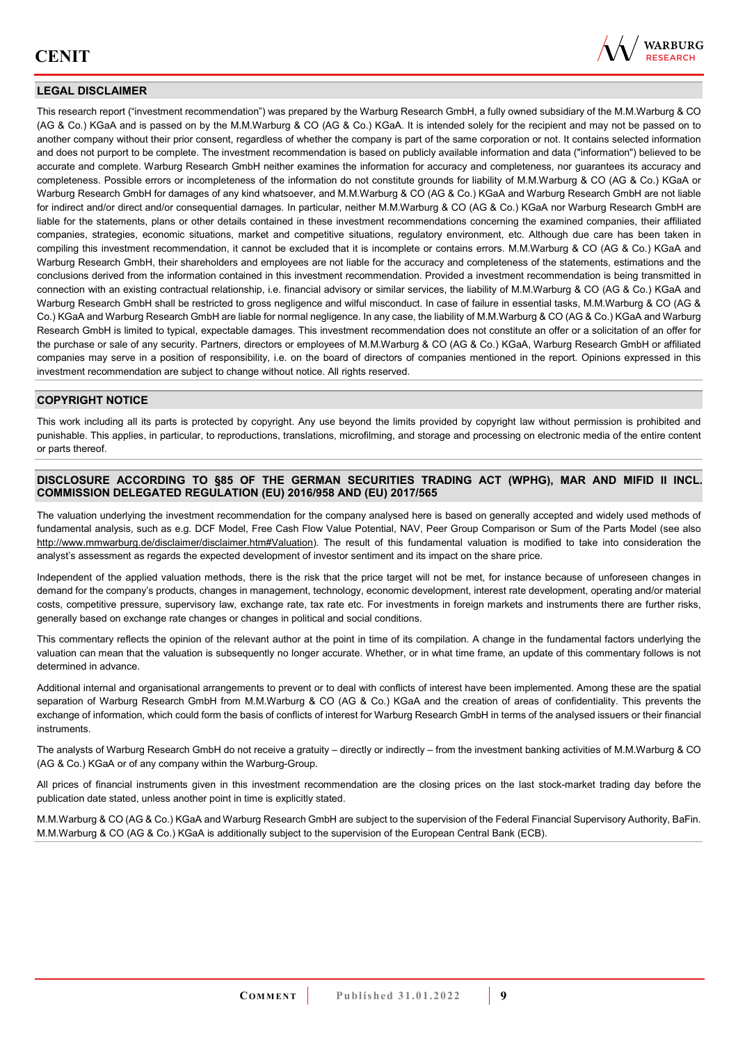## LEGAL DISCLAIMER

This research report ("investment recommendation") was prepared by the Warburg Research GmbH, a fully owned subsidiary of the M.M.Warburg & CO (AG & Co.) KGaA and is passed on by the M.M.Warburg & CO (AG & Co.) KGaA. It is intended solely for the recipient and may not be passed on to another company without their prior consent, regardless of whether the company is part of the same corporation or not. It contains selected information and does not purport to be complete. The investment recommendation is based on publicly available information and data ("information") believed to be accurate and complete. Warburg Research GmbH neither examines the information for accuracy and completeness, nor guarantees its accuracy and completeness. Possible errors or incompleteness of the information do not constitute grounds for liability of M.M.Warburg & CO (AG & Co.) KGaA or Warburg Research GmbH for damages of any kind whatsoever, and M.M.Warburg & CO (AG & Co.) KGaA and Warburg Research GmbH are not liable for indirect and/or direct and/or consequential damages. In particular, neither M.M.Warburg & CO (AG & Co.) KGaA nor Warburg Research GmbH are liable for the statements, plans or other details contained in these investment recommendations concerning the examined companies, their affiliated companies, strategies, economic situations, market and competitive situations, regulatory environment, etc. Although due care has been taken in compiling this investment recommendation, it cannot be excluded that it is incomplete or contains errors. M.M.Warburg & CO (AG & Co.) KGaA and Warburg Research GmbH, their shareholders and employees are not liable for the accuracy and completeness of the statements, estimations and the conclusions derived from the information contained in this investment recommendation. Provided a investment recommendation is being transmitted in connection with an existing contractual relationship, i.e. financial advisory or similar services, the liability of M.M.Warburg & CO (AG & Co.) KGaA and Warburg Research GmbH shall be restricted to gross negligence and wilful misconduct. In case of failure in essential tasks, M.M.Warburg & CO (AG & Co.) KGaA and Warburg Research GmbH are liable for normal negligence. In any case, the liability of M.M.Warburg & CO (AG & Co.) KGaA and Warburg Research GmbH is limited to typical, expectable damages. This investment recommendation does not constitute an offer or a solicitation of an offer for the purchase or sale of any security. Partners, directors or employees of M.M.Warburg & CO (AG & Co.) KGaA, Warburg Research GmbH or affiliated companies may serve in a position of responsibility, i.e. on the board of directors of companies mentioned in the report. Opinions expressed in this investment recommendation are subject to change without notice. All rights reserved.

## COPYRIGHT NOTICE

This work including all its parts is protected by copyright. Any use beyond the limits provided by copyright law without permission is prohibited and punishable. This applies, in particular, to reproductions, translations, microfilming, and storage and processing on electronic media of the entire content or parts thereof.

## DISCLOSURE ACCORDING TO §85 OF THE GERMAN SECURITIES TRADING ACT (WPHG), MAR AND MIFID II INCL. COMMISSION DELEGATED REGULATION (EU) 2016/958 AND (EU) 2017/565

The valuation underlying the investment recommendation for the company analysed here is based on generally accepted and widely used methods of fundamental analysis, such as e.g. DCF Model, Free Cash Flow Value Potential, NAV, Peer Group Comparison or Sum of the Parts Model (see also http://www.mmwarburg.de/disclaimer/disclaimer.htm#Valuation). The result of this fundamental valuation is modified to take into consideration the analyst's assessment as regards the expected development of investor sentiment and its impact on the share price.

Independent of the applied valuation methods, there is the risk that the price target will not be met, for instance because of unforeseen changes in demand for the company's products, changes in management, technology, economic development, interest rate development, operating and/or material costs, competitive pressure, supervisory law, exchange rate, tax rate etc. For investments in foreign markets and instruments there are further risks, generally based on exchange rate changes or changes in political and social conditions.

This commentary reflects the opinion of the relevant author at the point in time of its compilation. A change in the fundamental factors underlying the valuation can mean that the valuation is subsequently no longer accurate. Whether, or in what time frame, an update of this commentary follows is not determined in advance.

Additional internal and organisational arrangements to prevent or to deal with conflicts of interest have been implemented. Among these are the spatial separation of Warburg Research GmbH from M.M.Warburg & CO (AG & Co.) KGaA and the creation of areas of confidentiality. This prevents the exchange of information, which could form the basis of conflicts of interest for Warburg Research GmbH in terms of the analysed issuers or their financial instruments.

The analysts of Warburg Research GmbH do not receive a gratuity – directly or indirectly – from the investment banking activities of M.M.Warburg & CO (AG & Co.) KGaA or of any company within the Warburg-Group.

All prices of financial instruments given in this investment recommendation are the closing prices on the last stock-market trading day before the publication date stated, unless another point in time is explicitly stated.

M.M.Warburg & CO (AG & Co.) KGaA and Warburg Research GmbH are subject to the supervision of the Federal Financial Supervisory Authority, BaFin. M.M.Warburg & CO (AG & Co.) KGaA is additionally subject to the supervision of the European Central Bank (ECB).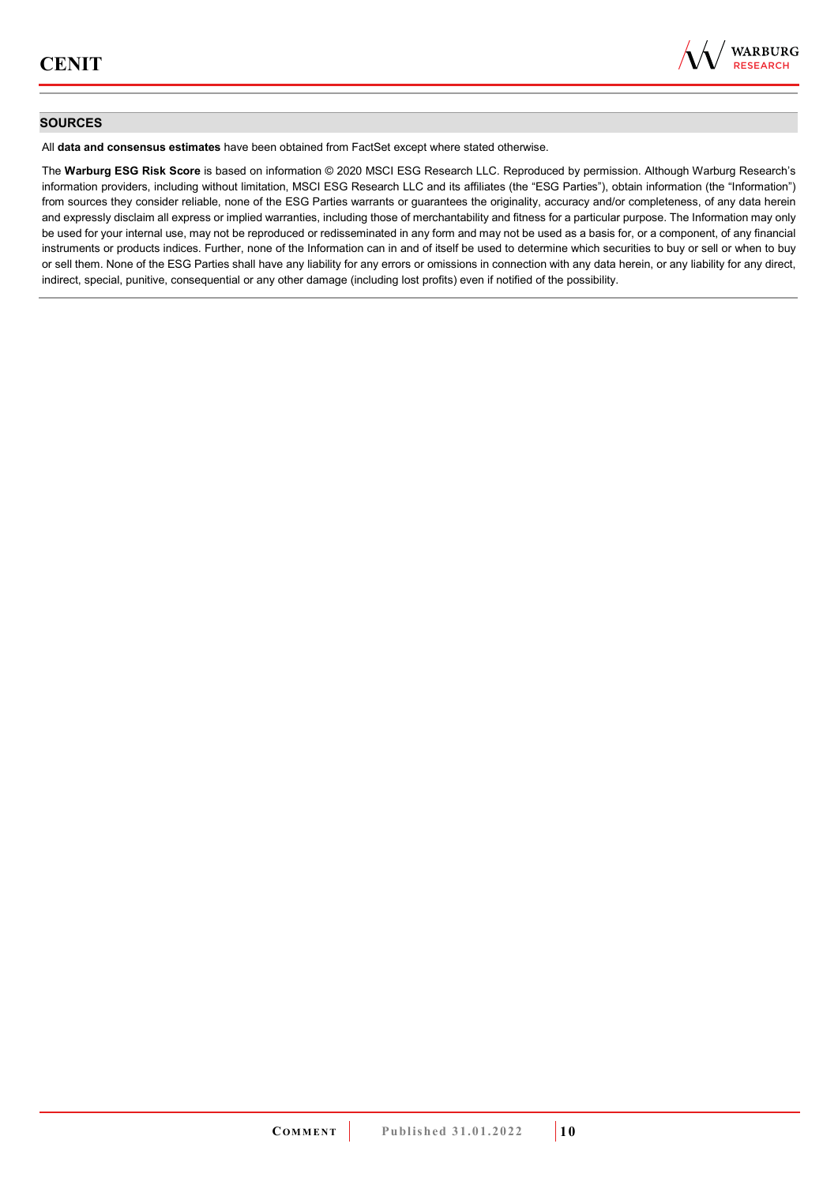## SOURCES

All **data and consensus estimates** have been obtained from FactSet except where stated otherwise.

The **Warburg ESG Risk Score** is based on information © 2020 MSCI ESG Research LLC. Reproduced by permission. Although Warburg Research's information providers, including without limitation, MSCI ESG Research LLC and its affiliates (the "ESG Parties"), obtain information (the "Information") from sources they consider reliable, none of the ESG Parties warrants or guarantees the originality, accuracy and/or completeness, of any data herein and expressly disclaim all express or implied warranties, including those of merchantability and fitness for a particular purpose. The Information may only be used for your internal use, may not be reproduced or redisseminated in any form and may not be used as a basis for, or a component, of any financial instruments or products indices. Further, none of the Information can in and of itself be used to determine which securities to buy or sell or when to buy or sell them. None of the ESG Parties shall have any liability for any errors or omissions in connection with any data herein, or any liability for any direct, indirect, special, punitive, consequential or any other damage (including lost profits) even if notified of the possibility.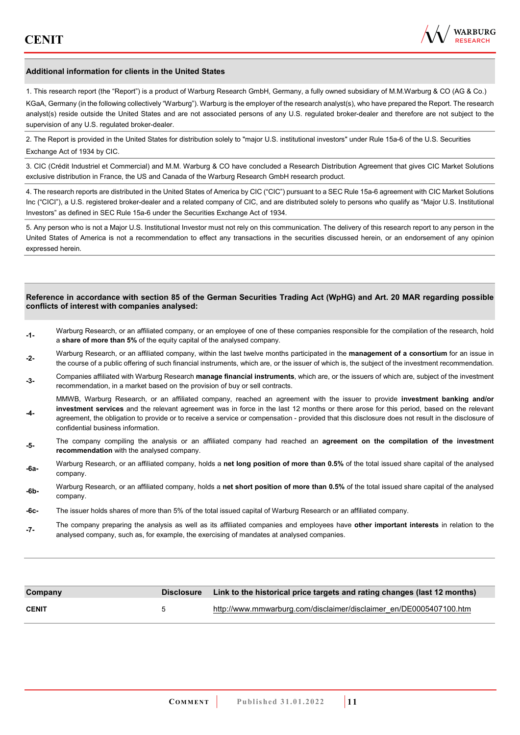## Additional information for clients in the United States

1. This research report (the "Report") is a product of Warburg Research GmbH, Germany, a fully owned subsidiary of M.M.Warburg & CO (AG & Co.) KGaA, Germany (in the following collectively "Warburg"). Warburg is the employer of the research analyst(s), who have prepared the Report. The research analyst(s) reside outside the United States and are not associated persons of any U.S. regulated broker-dealer and therefore are not subject to the supervision of any U.S. regulated broker-dealer.

2. The Report is provided in the United States for distribution solely to "major U.S. institutional investors" under Rule 15a-6 of the U.S. Securities Exchange Act of 1934 by CIC.

3. CIC (Crédit Industriel et Commercial) and M.M. Warburg & CO have concluded a Research Distribution Agreement that gives CIC Market Solutions exclusive distribution in France, the US and Canada of the Warburg Research GmbH research product.

4. The research reports are distributed in the United States of America by CIC ("CIC") pursuant to a SEC Rule 15a-6 agreement with CIC Market Solutions Inc ("CICI"), a U.S. registered broker-dealer and a related company of CIC, and are distributed solely to persons who qualify as "Major U.S. Institutional Investors" as defined in SEC Rule 15a-6 under the Securities Exchange Act of 1934.

5. Any person who is not a Major U.S. Institutional Investor must not rely on this communication. The delivery of this research report to any person in the United States of America is not a recommendation to effect any transactions in the securities discussed herein, or an endorsement of any opinion expressed herein.

## Reference in accordance with section 85 of the German Securities Trading Act (WpHG) and Art. 20 MAR regarding possible conflicts of interest with companies analysed:

-1- Warburg Research, or an affiliated company, or an employee of one of these companies responsible for the compilation of the research, hold a **share of more than 5%** of the equity capital of the analysed company.

-2- Warburg Research, or an affiliated company, within the last twelve months participated in the **management of a consortium** for an issue in the course of a public offering of such financial instruments, which are, or the issuer of which is, the subject of the investment recommendation.

-3- Companies affiliated with Warburg Research **manage financial instruments**, which are, or the issuers of which are, subject of the investment recommendation, in a market based on the provision of buy or sell contracts.

-4- MMWB, Warburg Research, or an affiliated company, reached an agreement with the issuer to provide **investment banking and/or investment services** and the relevant agreement was in force in the last 12 months or there arose for this period, based on the relevant agreement, the obligation to provide or to receive a service or compensation - provided that this disclosure does not result in the disclosure of confidential business information.

-5- The company compiling the analysis or an affiliated company had reached an **agreement on the compilation of the investment recommendation** with the analysed company.

-6a- Warburg Research, or an affiliated company, holds a **net long position of more than 0.5%** of the total issued share capital of the analysed company.

-6b- Warburg Research, or an affiliated company, holds a **net short position of more than 0.5%** of the total issued share capital of the analysed company.

-6c- The issuer holds shares of more than 5% of the total issued capital of Warburg Research or an affiliated company.

-7- The company preparing the analysis as well as its affiliated companies and employees have **other important interests** in relation to the analysed company, such as, for example, the exercising of mandates at analysed companies.

| Company | Disclosure | Link to the historical price targets and rating changes (last 12 months) |
|---|---|---|
| CENIT | 5 | http://www.mmwarburg.com/disclaimer/disclaimer_en/DE0005407100.htm |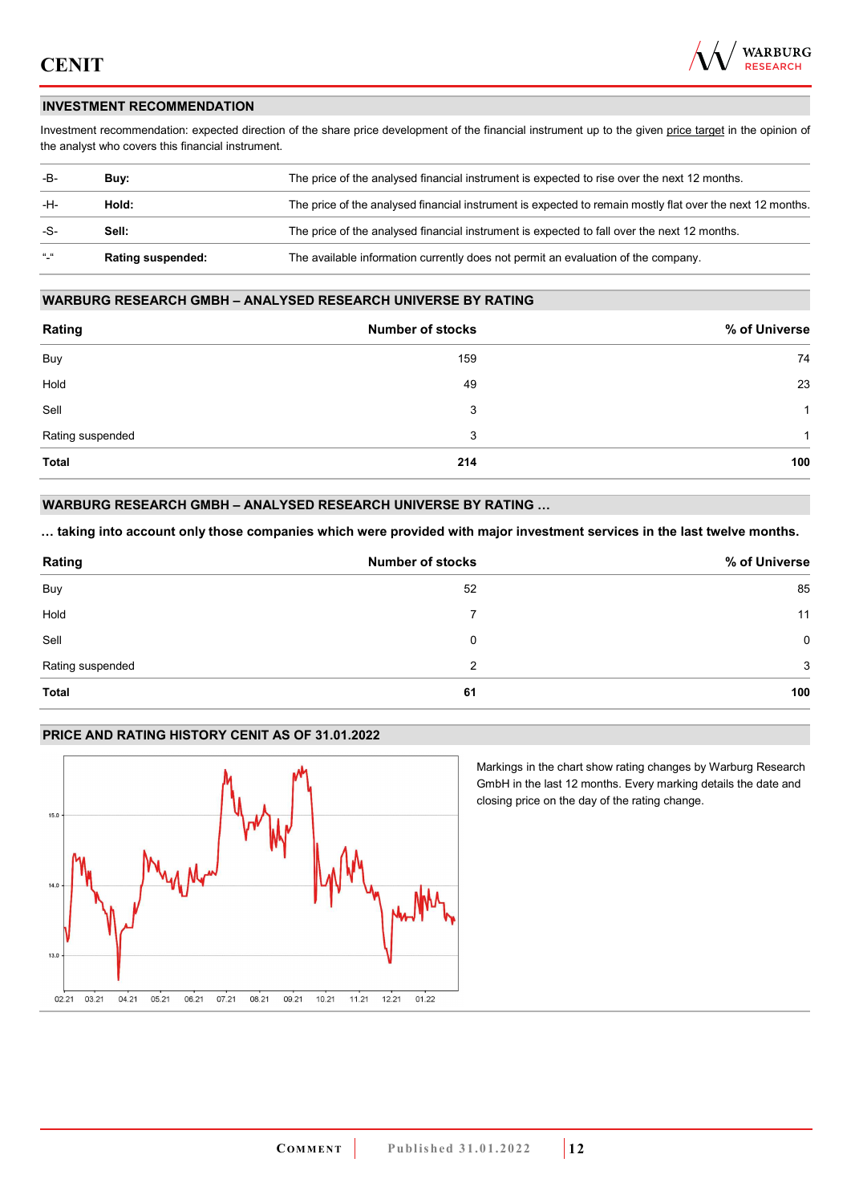## INVESTMENT RECOMMENDATION

Investment recommendation: expected direction of the share price development of the financial instrument up to the given price target in the opinion of the analyst who covers this financial instrument.

| | | |
|---|---|---|
| -B- | **Buy:** | The price of the analysed financial instrument is expected to rise over the next 12 months. |
| -H- | **Hold:** | The price of the analysed financial instrument is expected to remain mostly flat over the next 12 months. |
| -S- | **Sell:** | The price of the analysed financial instrument is expected to fall over the next 12 months. |
| "-" | **Rating suspended:** | The available information currently does not permit an evaluation of the company. |

## WARBURG RESEARCH GMBH – ANALYSED RESEARCH UNIVERSE BY RATING

| Rating | Number of stocks | % of Universe |
|---|---|---|
| Buy | 159 | 74 |
| Hold | 49 | 23 |
| Sell | 3 | 1 |
| Rating suspended | 3 | 1 |
| **Total** | **214** | **100** |

## WARBURG RESEARCH GMBH – ANALYSED RESEARCH UNIVERSE BY RATING …

**… taking into account only those companies which were provided with major investment services in the last twelve months.**

| Rating | Number of stocks | % of Universe |
|---|---|---|
| Buy | 52 | 85 |
| Hold | 7 | 11 |
| Sell | 0 | 0 |
| Rating suspended | 2 | 3 |
| **Total** | **61** | **100** |

## PRICE AND RATING HISTORY CENIT AS OF 31.01.2022

15.0
14.0
13.0

02.21 03.21 04.21 05.21 06.21 07.21 08.21 09.21 10.21 11.21 12.21 01.22

Markings in the chart show rating changes by Warburg Research GmbH in the last 12 months. Every marking details the date and closing price on the day of the rating change.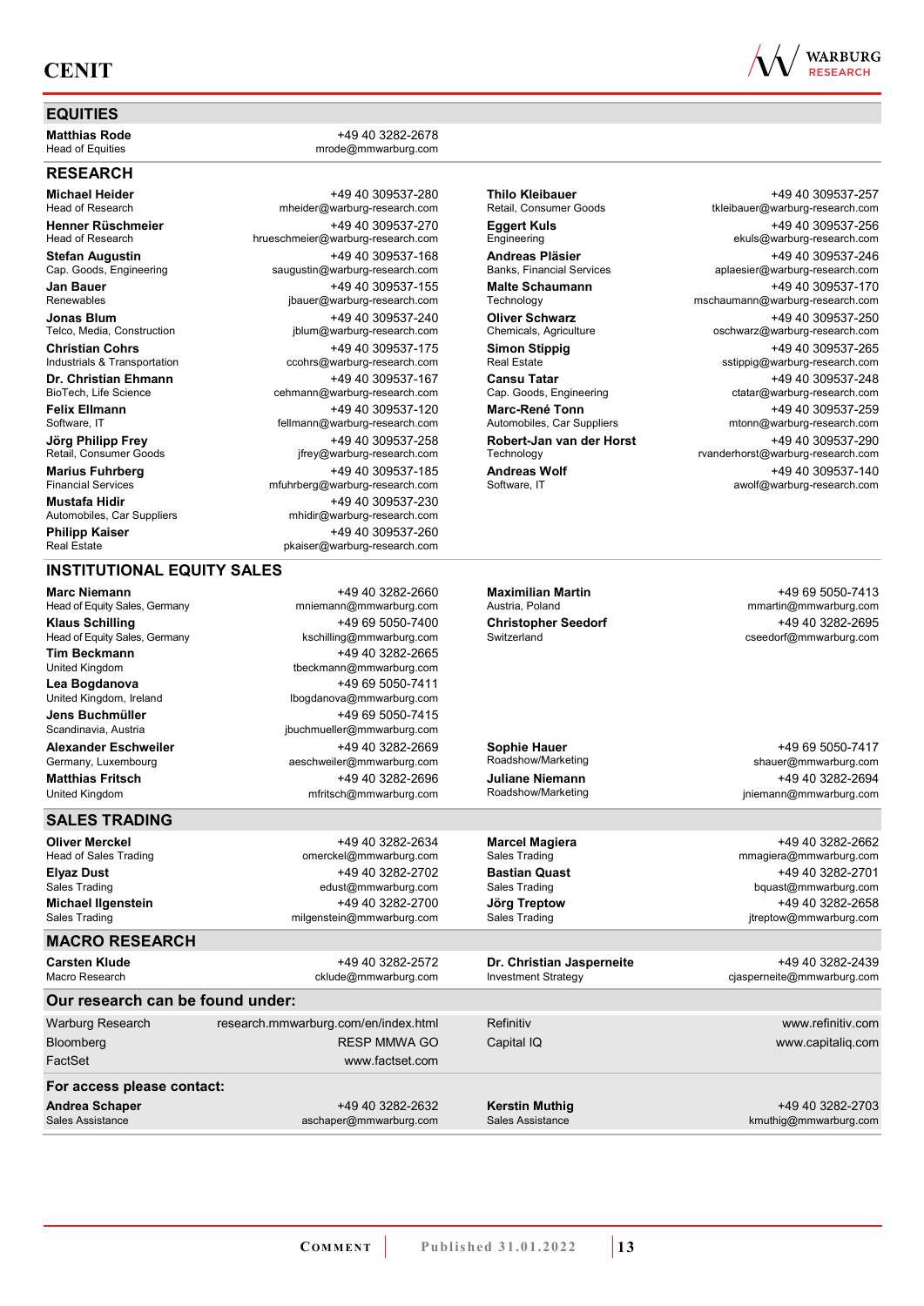## EQUITIES

**Matthias Rode** +49 40 3282-2678
Head of Equities mrode@mmwarburg.com

## RESEARCH

**Michael Heider** +49 40 309537-280
Head of Research mheider@warburg-research.com

**Henner Rüschmeier** +49 40 309537-270
Head of Research hrueschmeier@warburg-research.com

**Stefan Augustin** +49 40 309537-168
Cap. Goods, Engineering saugustin@warburg-research.com

**Jan Bauer** +49 40 309537-155
Renewables jbauer@warburg-research.com

**Jonas Blum** +49 40 309537-240
Telco, Media, Construction jblum@warburg-research.com

**Christian Cohrs** +49 40 309537-175
Industrials & Transportation ccohrs@warburg-research.com

**Dr. Christian Ehmann** +49 40 309537-167
BioTech, Life Science cehmann@warburg-research.com

**Felix Ellmann** +49 40 309537-120
Software, IT fellmann@warburg-research.com

**Jörg Philipp Frey** +49 40 309537-258
Retail, Consumer Goods jfrey@warburg-research.com

**Marius Fuhrberg** +49 40 309537-185
Financial Services mfuhrberg@warburg-research.com

**Mustafa Hidir** +49 40 309537-230
Automobiles, Car Suppliers mhidir@warburg-research.com

**Philipp Kaiser** +49 40 309537-260
Real Estate pkaiser@warburg-research.com

**Thilo Kleibauer** +49 40 309537-257
Retail, Consumer Goods tkleibauer@warburg-research.com

**Eggert Kuls** +49 40 309537-256
Engineering ekuls@warburg-research.com

**Andreas Pläsier** +49 40 309537-246
Banks, Financial Services aplaesier@warburg-research.com

**Malte Schaumann** +49 40 309537-170
Technology mschaumann@warburg-research.com

**Oliver Schwarz** +49 40 309537-250
Chemicals, Agriculture oschwarz@warburg-research.com

**Simon Stippig** +49 40 309537-265
Real Estate sstippig@warburg-research.com

**Cansu Tatar** +49 40 309537-248
Cap. Goods, Engineering ctatar@warburg-research.com

**Marc-René Tonn** +49 40 309537-259
Automobiles, Car Suppliers mtonn@warburg-research.com

**Robert-Jan van der Horst** +49 40 309537-290
Technology rvanderhorst@warburg-research.com

**Andreas Wolf** +49 40 309537-140
Software, IT awolf@warburg-research.com

## INSTITUTIONAL EQUITY SALES

**Marc Niemann** +49 40 3282-2660
Head of Equity Sales, Germany mniemann@mmwarburg.com

**Klaus Schilling** +49 69 5050-7400
Head of Equity Sales, Germany kschilling@mmwarburg.com

**Tim Beckmann** +49 40 3282-2665
United Kingdom tbeckmann@mmwarburg.com

**Lea Bogdanova** +49 69 5050-7411
United Kingdom, Ireland lbogdanova@mmwarburg.com

**Jens Buchmüller** +49 69 5050-7415
Scandinavia, Austria jbuchmueller@mmwarburg.com

**Alexander Eschweiler** +49 40 3282-2669
Germany, Luxembourg aeschweiler@mmwarburg.com

**Matthias Fritsch** +49 40 3282-2696
United Kingdom mfritsch@mmwarburg.com

**Maximilian Martin** +49 69 5050-7413
Austria, Poland mmartin@mmwarburg.com

**Christopher Seedorf** +49 40 3282-2695
Switzerland cseedorf@mmwarburg.com

**Sophie Hauer** +49 69 5050-7417
Roadshow/Marketing shauer@mmwarburg.com

**Juliane Niemann** +49 40 3282-2694
Roadshow/Marketing jniemann@mmwarburg.com

## SALES TRADING

**Oliver Merckel** +49 40 3282-2634
Head of Sales Trading omerckel@mmwarburg.com

**Elyaz Dust** +49 40 3282-2702
Sales Trading edust@mmwarburg.com

**Michael Ilgenstein** +49 40 3282-2700
Sales Trading milgenstein@mmwarburg.com

**Marcel Magiera** +49 40 3282-2662
Sales Trading mmagiera@mmwarburg.com

**Bastian Quast** +49 40 3282-2701
Sales Trading bquast@mmwarburg.com

**Jörg Treptow** +49 40 3282-2658
Sales Trading jtreptow@mmwarburg.com

## MACRO RESEARCH

**Carsten Klude** +49 40 3282-2572
Macro Research cklude@mmwarburg.com

**Dr. Christian Jasperneite** +49 40 3282-2439
Investment Strategy cjasperneite@mmwarburg.com

## Our research can be found under:

| | |
|---|---|
| Warburg Research | research.mmwarburg.com/en/index.html |
| Bloomberg | RESP MMWA GO |
| FactSet | www.factset.com |
| Refinitiv | www.refinitiv.com |
| Capital IQ | www.capitaliq.com |

## For access please contact:

**Andrea Schaper** +49 40 3282-2632
Sales Assistance aschaper@mmwarburg.com

**Kerstin Muthig** +49 40 3282-2703
Sales Assistance kmuthig@mmwarburg.com